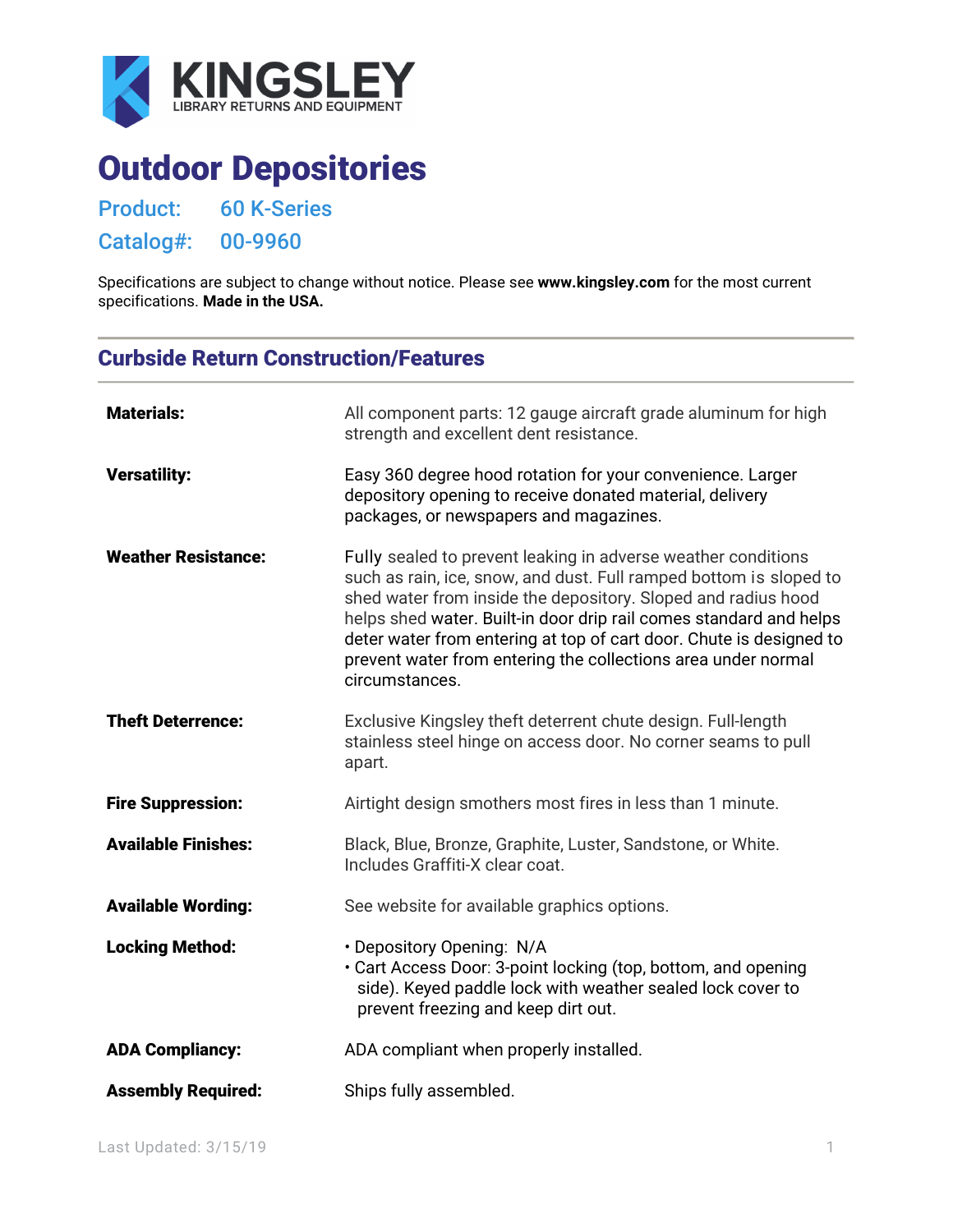**KINGSLEY**
LIBRARY RETURNS AND EQUIPMENT

# Outdoor Depositories

**Product:** 60 K-Series

**Catalog#:** 00-9960

Specifications are subject to change without notice. Please see **www.kingsley.com** for the most current specifications. **Made in the USA.**

## Curbside Return Construction/Features

| | |
|---|---|
| **Materials:** | All component parts: 12 gauge aircraft grade aluminum for high strength and excellent dent resistance. |
| **Versatility:** | Easy 360 degree hood rotation for your convenience. Larger depository opening to receive donated material, delivery packages, or newspapers and magazines. |
| **Weather Resistance:** | Fully sealed to prevent leaking in adverse weather conditions such as rain, ice, snow, and dust. Full ramped bottom is sloped to shed water from inside the depository. Sloped and radius hood helps shed water. Built-in door drip rail comes standard and helps deter water from entering at top of cart door. Chute is designed to prevent water from entering the collections area under normal circumstances. |
| **Theft Deterrence:** | Exclusive Kingsley theft deterrent chute design. Full-length stainless steel hinge on access door. No corner seams to pull apart. |
| **Fire Suppression:** | Airtight design smothers most fires in less than 1 minute. |
| **Available Finishes:** | Black, Blue, Bronze, Graphite, Luster, Sandstone, or White. Includes Graffiti-X clear coat. |
| **Available Wording:** | See website for available graphics options. |
| **Locking Method:** | • Depository Opening: N/A<br>• Cart Access Door: 3-point locking (top, bottom, and opening side). Keyed paddle lock with weather sealed lock cover to prevent freezing and keep dirt out. |
| **ADA Compliancy:** | ADA compliant when properly installed. |
| **Assembly Required:** | Ships fully assembled. |

Last Updated: 3/15/19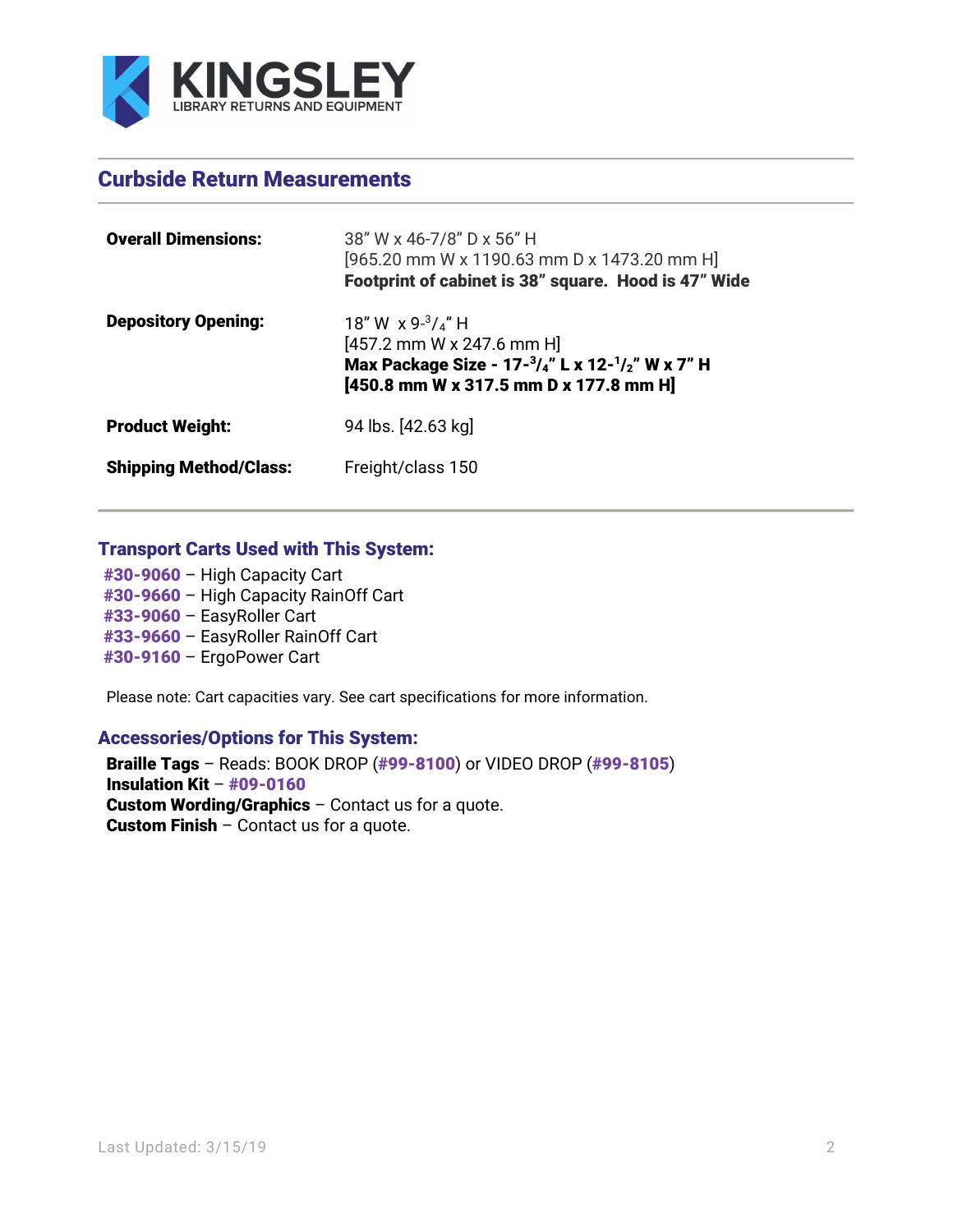# KINGSLEY
LIBRARY RETURNS AND EQUIPMENT

## Curbside Return Measurements

| | |
|---|---|
| **Overall Dimensions:** | 38" W x 46-7/8" D x 56" H<br>[965.20 mm W x 1190.63 mm D x 1473.20 mm H]<br>**Footprint of cabinet is 38" square. Hood is 47" Wide** |
| **Depository Opening:** | 18" W x 9-3/4" H<br>[457.2 mm W x 247.6 mm H]<br>**Max Package Size - 17-3/4" L x 12-1/2" W x 7" H**<br>**[450.8 mm W x 317.5 mm D x 177.8 mm H]** |
| **Product Weight:** | 94 lbs. [42.63 kg] |
| **Shipping Method/Class:** | Freight/class 150 |

### Transport Carts Used with This System:

**#30-9060** – High Capacity Cart
**#30-9660** – High Capacity RainOff Cart
**#33-9060** – EasyRoller Cart
**#33-9660** – EasyRoller RainOff Cart
**#30-9160** – ErgoPower Cart

Please note: Cart capacities vary. See cart specifications for more information.

### Accessories/Options for This System:

**Braille Tags** – Reads: BOOK DROP (**#99-8100**) or VIDEO DROP (**#99-8105**)
**Insulation Kit** – **#09-0160**
**Custom Wording/Graphics** – Contact us for a quote.
**Custom Finish** – Contact us for a quote.

Last Updated: 3/15/19